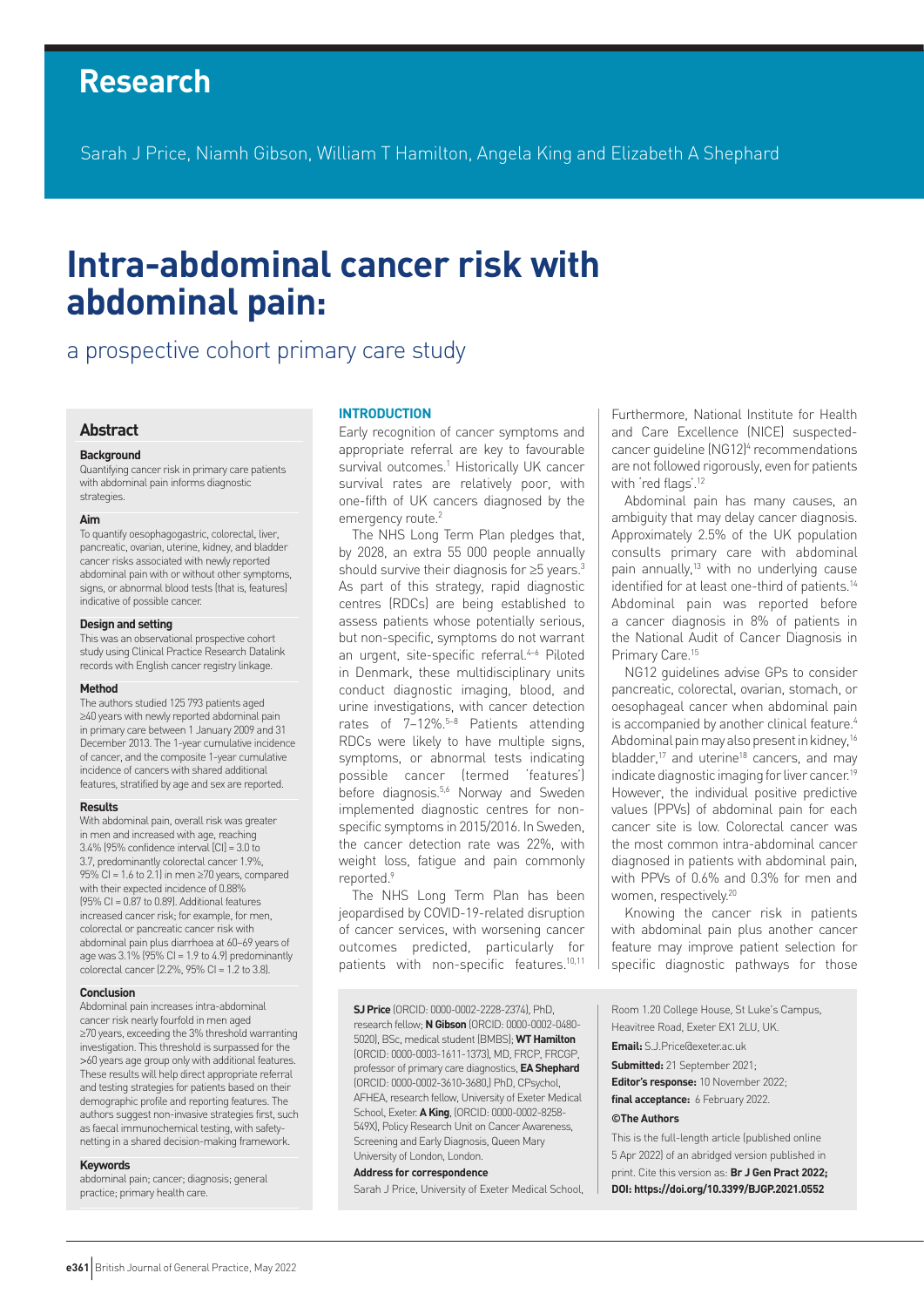# Research

Sarah J Price, Niamh Gibson, William T Hamilton, Angela King and Elizabeth A Shephard

# Intra-abdominal cancer risk with abdominal pain:

## a prospective cohort primary care study

### Abstract

**Background**

Quantifying cancer risk in primary care patients with abdominal pain informs diagnostic strategies.

**Aim**

To quantify oesophagogastric, colorectal, liver, pancreatic, ovarian, uterine, kidney, and bladder cancer risks associated with newly reported abdominal pain with or without other symptoms, signs, or abnormal blood tests (that is, features) indicative of possible cancer.

**Design and setting**

This was an observational prospective cohort study using Clinical Practice Research Datalink records with English cancer registry linkage.

**Method**

The authors studied 125 793 patients aged ≥40 years with newly reported abdominal pain in primary care between 1 January 2009 and 31 December 2013. The 1-year cumulative incidence of cancer, and the composite 1-year cumulative incidence of cancers with shared additional features, stratified by age and sex are reported.

**Results**

With abdominal pain, overall risk was greater in men and increased with age, reaching 3.4% (95% confidence interval [CI] = 3.0 to 3.7, predominantly colorectal cancer 1.9%, 95% CI = 1.6 to 2.1) in men ≥70 years, compared with their expected incidence of 0.88% (95% CI = 0.87 to 0.89). Additional features increased cancer risk; for example, for men, colorectal or pancreatic cancer risk with abdominal pain plus diarrhoea at 60–69 years of age was 3.1% (95% CI = 1.9 to 4.9) predominantly colorectal cancer (2.2%, 95% CI = 1.2 to 3.8).

**Conclusion**

Abdominal pain increases intra-abdominal cancer risk nearly fourfold in men aged ≥70 years, exceeding the 3% threshold warranting investigation. This threshold is surpassed for the >60 years age group only with additional features. These results will help direct appropriate referral and testing strategies for patients based on their demographic profile and reporting features. The authors suggest non-invasive strategies first, such as faecal immunochemical testing, with safety-netting in a shared decision-making framework.

**Keywords**

abdominal pain; cancer; diagnosis; general practice; primary health care.

### INTRODUCTION

Early recognition of cancer symptoms and appropriate referral are key to favourable survival outcomes.[1] Historically UK cancer survival rates are relatively poor, with one-fifth of UK cancers diagnosed by the emergency route.[2]

The NHS Long Term Plan pledges that, by 2028, an extra 55 000 people annually should survive their diagnosis for ≥5 years.[3] As part of this strategy, rapid diagnostic centres (RDCs) are being established to assess patients whose potentially serious, but non-specific, symptoms do not warrant an urgent, site-specific referral.[4–6] Piloted in Denmark, these multidisciplinary units conduct diagnostic imaging, blood, and urine investigations, with cancer detection rates of 7–12%.[5–8] Patients attending RDCs were likely to have multiple signs, symptoms, or abnormal tests indicating possible cancer (termed 'features') before diagnosis.[5,6] Norway and Sweden implemented diagnostic centres for non-specific symptoms in 2015/2016. In Sweden, the cancer detection rate was 22%, with weight loss, fatigue and pain commonly reported.[9]

The NHS Long Term Plan has been jeopardised by COVID-19-related disruption of cancer services, with worsening cancer outcomes predicted, particularly for patients with non-specific features.[10,11] Furthermore, National Institute for Health and Care Excellence (NICE) suspected-cancer guideline (NG12)[4] recommendations are not followed rigorously, even for patients with 'red flags'.[12]

Abdominal pain has many causes, an ambiguity that may delay cancer diagnosis. Approximately 2.5% of the UK population consults primary care with abdominal pain annually,[13] with no underlying cause identified for at least one-third of patients.[14] Abdominal pain was reported before a cancer diagnosis in 8% of patients in the National Audit of Cancer Diagnosis in Primary Care.[15]

NG12 guidelines advise GPs to consider pancreatic, colorectal, ovarian, stomach, or oesophageal cancer when abdominal pain is accompanied by another clinical feature.[4] Abdominal pain may also present in kidney,[16] bladder,[17] and uterine[18] cancers, and may indicate diagnostic imaging for liver cancer.[19] However, the individual positive predictive values (PPVs) of abdominal pain for each cancer site is low. Colorectal cancer was the most common intra-abdominal cancer diagnosed in patients with abdominal pain, with PPVs of 0.6% and 0.3% for men and women, respectively.[20]

Knowing the cancer risk in patients with abdominal pain plus another cancer feature may improve patient selection for specific diagnostic pathways for those

**SJ Price** (ORCID: 0000-0002-2228-2374), PhD, research fellow; **N Gibson** (ORCID: 0000-0002-0480-5020), BSc, medical student (BMBS); **WT Hamilton** (ORCID: 0000-0003-1611-1373), MD, FRCP, FRCGP, professor of primary care diagnostics, **EA Shephard** (ORCID: 0000-0002-3610-3680,) PhD, CPsychol, AFHEA, research fellow, University of Exeter Medical School, Exeter. **A King**, (ORCID: 0000-0002-8258-549X), Policy Research Unit on Cancer Awareness, Screening and Early Diagnosis, Queen Mary University of London, London.

**Address for correspondence**

Sarah J Price, University of Exeter Medical School, Room 1.20 College House, St Luke's Campus, Heavitree Road, Exeter EX1 2LU, UK.

**Email:** S.J.Price@exeter.ac.uk

**Submitted:** 21 September 2021;
**Editor's response:** 10 November 2022;
**final acceptance:** 6 February 2022.

**©The Authors**

This is the full-length article (published online 5 Apr 2022) of an abridged version published in print. Cite this version as: **Br J Gen Pract 2022; DOI: https://doi.org/10.3399/BJGP.2021.0552**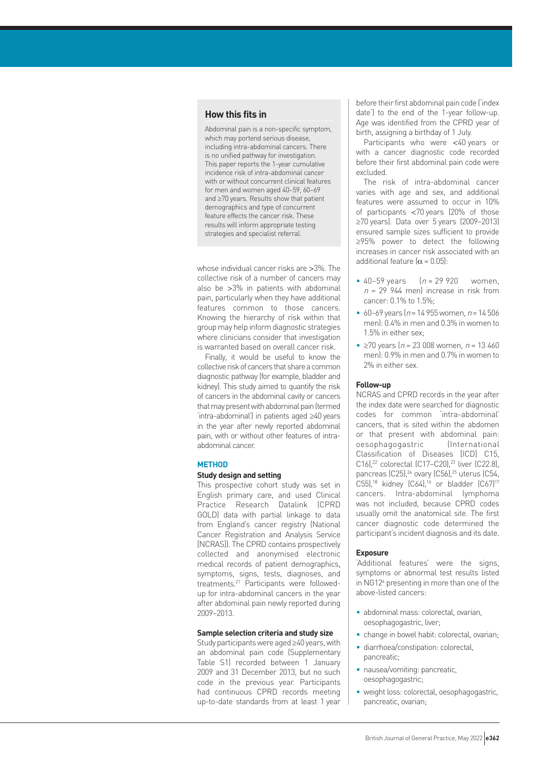## How this fits in

Abdominal pain is a non-specific symptom, which may portend serious disease, including intra-abdominal cancers. There is no unified pathway for investigation. This paper reports the 1-year cumulative incidence risk of intra-abdominal cancer with or without concurrent clinical features for men and women aged 40–59, 60–69 and ≥70 years. Results show that patient demographics and type of concurrent feature effects the cancer risk. These results will inform appropriate testing strategies and specialist referral.

whose individual cancer risks are >3%. The collective risk of a number of cancers may also be >3% in patients with abdominal pain, particularly when they have additional features common to those cancers. Knowing the hierarchy of risk within that group may help inform diagnostic strategies where clinicians consider that investigation is warranted based on overall cancer risk.

Finally, it would be useful to know the collective risk of cancers that share a common diagnostic pathway (for example, bladder and kidney). This study aimed to quantify the risk of cancers in the abdominal cavity or cancers that may present with abdominal pain (termed 'intra-abdominal') in patients aged ≥40 years in the year after newly reported abdominal pain, with or without other features of intra-abdominal cancer.

## METHOD

### Study design and setting

This prospective cohort study was set in English primary care, and used Clinical Practice Research Datalink (CPRD GOLD) data with partial linkage to data from England's cancer registry (National Cancer Registration and Analysis Service [NCRAS]). The CPRD contains prospectively collected and anonymised electronic medical records of patient demographics, symptoms, signs, tests, diagnoses, and treatments.[21] Participants were followed-up for intra-abdominal cancers in the year after abdominal pain newly reported during 2009–2013.

### Sample selection criteria and study size

Study participants were aged ≥40 years, with an abdominal pain code (Supplementary Table S1) recorded between 1 January 2009 and 31 December 2013, but no such code in the previous year. Participants had continuous CPRD records meeting up-to-date standards from at least 1 year before their first abdominal pain code ('index date') to the end of the 1-year follow-up. Age was identified from the CPRD year of birth, assigning a birthday of 1 July.

Participants who were <40 years or with a cancer diagnostic code recorded before their first abdominal pain code were excluded.

The risk of intra-abdominal cancer varies with age and sex, and additional features were assumed to occur in 10% of participants <70 years (20% of those ≥70 years). Data over 5 years (2009–2013) ensured sample sizes sufficient to provide ≥95% power to detect the following increases in cancer risk associated with an additional feature ($\alpha = 0.05$):

- 40–59 years ($n$ = 29 920 women, $n$ = 29 944 men) increase in risk from cancer: 0.1% to 1.5%;
- 60–69 years ($n$ = 14 955 women, $n$ = 14 506 men): 0.4% in men and 0.3% in women to 1.5% in either sex;
- ≥70 years ($n$ = 23 008 women, $n$ = 13 460 men): 0.9% in men and 0.7% in women to 2% in either sex.

### Follow-up

NCRAS and CPRD records in the year after the index date were searched for diagnostic codes for common 'intra-abdominal' cancers, that is sited within the abdomen or that present with abdominal pain: oesophagogastric (International Classification of Diseases [ICD] C15, C16),[22] colorectal (C17–C20),[23] liver (C22.8), pancreas (C25),[24] ovary (C56),[25] uterus (C54, C55),[18] kidney (C64),[16] or bladder (C67)[17] cancers. Intra-abdominal lymphoma was not included, because CPRD codes usually omit the anatomical site. The first cancer diagnostic code determined the participant's incident diagnosis and its date.

### Exposure

'Additional features' were the signs, symptoms or abnormal test results listed in NG12[6] presenting in more than one of the above-listed cancers:

- abdominal mass: colorectal, ovarian, oesophagogastric, liver;
- change in bowel habit: colorectal, ovarian;
- diarrhoea/constipation: colorectal, pancreatic;
- nausea/vomiting: pancreatic, oesophagogastric;
- weight loss: colorectal, oesophagogastric, pancreatic, ovarian;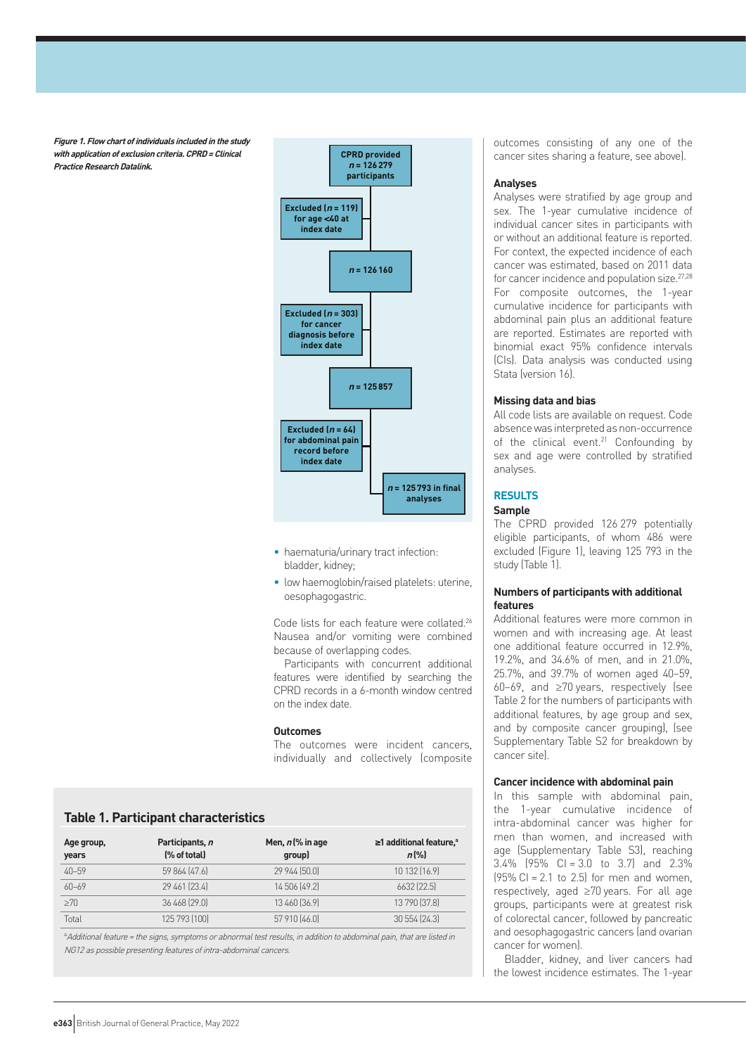*Figure 1. Flow chart of individuals included in the study with application of exclusion criteria. CPRD = Clinical Practice Research Datalink.*

CPRD provided *n* = 126 279 participants

Excluded (*n* = 119) for age <40 at index date

*n* = 126 160

Excluded (*n* = 303) for cancer diagnosis before index date

*n* = 125 857

Excluded (*n* = 64) for abdominal pain record before index date

*n* = 125 793 in final analyses

- haematuria/urinary tract infection: bladder, kidney;
- low haemoglobin/raised platelets: uterine, oesophagogastric.

Code lists for each feature were collated.[26] Nausea and/or vomiting were combined because of overlapping codes.

Participants with concurrent additional features were identified by searching the CPRD records in a 6-month window centred on the index date.

### Outcomes

The outcomes were incident cancers, individually and collectively (composite outcomes consisting of any one of the cancer sites sharing a feature, see above).

### Analyses

Analyses were stratified by age group and sex. The 1-year cumulative incidence of individual cancer sites in participants with or without an additional feature is reported. For context, the expected incidence of each cancer was estimated, based on 2011 data for cancer incidence and population size.[27,28] For composite outcomes, the 1-year cumulative incidence for participants with abdominal pain plus an additional feature are reported. Estimates are reported with binomial exact 95% confidence intervals (CIs). Data analysis was conducted using Stata (version 16).

### Missing data and bias

All code lists are available on request. Code absence was interpreted as non-occurrence of the clinical event.[21] Confounding by sex and age were controlled by stratified analyses.

## RESULTS

### Sample

The CPRD provided 126 279 potentially eligible participants, of whom 486 were excluded (Figure 1), leaving 125 793 in the study (Table 1).

### Numbers of participants with additional features

Additional features were more common in women and with increasing age. At least one additional feature occurred in 12.9%, 19.2%, and 34.6% of men, and in 21.0%, 25.7%, and 39.7% of women aged 40–59, 60–69, and ≥70 years, respectively (see Table 2 for the numbers of participants with additional features, by age group and sex, and by composite cancer grouping), (see Supplementary Table S2 for breakdown by cancer site).

### Cancer incidence with abdominal pain

In this sample with abdominal pain, the 1-year cumulative incidence of intra-abdominal cancer was higher for men than women, and increased with age (Supplementary Table S3), reaching 3.4% (95% CI = 3.0 to 3.7) and 2.3% (95% CI = 2.1 to 2.5) for men and women, respectively, aged ≥70 years. For all age groups, participants were at greatest risk of colorectal cancer, followed by pancreatic and oesophagogastric cancers (and ovarian cancer for women).

Bladder, kidney, and liver cancers had the lowest incidence estimates. The 1-year

**Table 1. Participant characteristics**

| Age group, years | Participants, *n* (% of total) | Men, *n* (% in age group) | ≥1 additional feature,[a] *n* (%) |
|---|---|---|---|
| 40–59 | 59 864 (47.6) | 29 944 (50.0) | 10 132 (16.9) |
| 60–69 | 29 461 (23.4) | 14 506 (49.2) | 6632 (22.5) |
| ≥70 | 36 468 (29.0) | 13 460 (36.9) | 13 790 (37.8) |
| Total | 125 793 (100) | 57 910 (46.0) | 30 554 (24.3) |

[a]*Additional feature = the signs, symptoms or abnormal test results, in addition to abdominal pain, that are listed in NG12 as possible presenting features of intra-abdominal cancers.*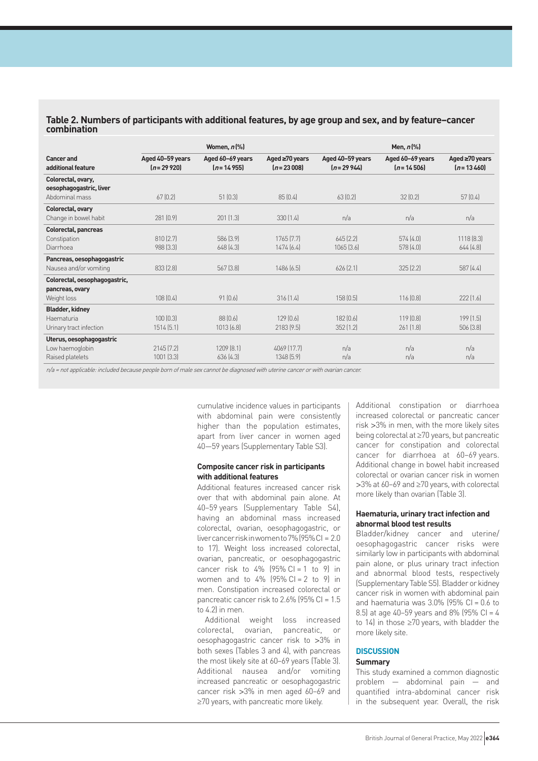**Table 2. Numbers of participants with additional features, by age group and sex, and by feature–cancer combination**

| Cancer and additional feature | Women, n (%) | | | Men, n (%) | | |
|---|---|---|---|---|---|---|
| | Aged 40–59 years (n = 29 920) | Aged 60–69 years (n = 14 955) | Aged ≥70 years (n = 23 008) | Aged 40–59 years (n = 29 944) | Aged 60–69 years (n = 14 506) | Aged ≥70 years (n = 13 460) |
| **Colorectal, ovary, oesophagogastric, liver** | | | | | | |
| Abdominal mass | 67 (0.2) | 51 (0.3) | 85 (0.4) | 63 (0.2) | 32 (0.2) | 57 (0.4) |
| **Colorectal, ovary** | | | | | | |
| Change in bowel habit | 281 (0.9) | 201 (1.3) | 330 (1.4) | n/a | n/a | n/a |
| **Colorectal, pancreas** | | | | | | |
| Constipation | 810 (2.7) | 586 (3.9) | 1765 (7.7) | 645 (2.2) | 574 (4.0) | 1118 (8.3) |
| Diarrhoea | 988 (3.3) | 648 (4.3) | 1474 (6.4) | 1065 (3.6) | 578 (4.0) | 644 (4.8) |
| **Pancreas, oesophagogastric** | | | | | | |
| Nausea and/or vomiting | 833 (2.8) | 567 (3.8) | 1486 (6.5) | 626 (2.1) | 325 (2.2) | 587 (4.4) |
| **Colorectal, oesophagogastric, pancreas, ovary** | | | | | | |
| Weight loss | 108 (0.4) | 91 (0.6) | 316 (1.4) | 158 (0.5) | 116 (0.8) | 222 (1.6) |
| **Bladder, kidney** | | | | | | |
| Haematuria | 100 (0.3) | 88 (0.6) | 129 (0.6) | 182 (0.6) | 119 (0.8) | 199 (1.5) |
| Urinary tract infection | 1514 (5.1) | 1013 (6.8) | 2183 (9.5) | 352 (1.2) | 261 (1.8) | 506 (3.8) |
| **Uterus, oesophagogastric** | | | | | | |
| Low haemoglobin | 2145 (7.2) | 1209 (8.1) | 4069 (17.7) | n/a | n/a | n/a |
| Raised platelets | 1001 (3.3) | 636 (4.3) | 1348 (5.9) | n/a | n/a | n/a |

*n/a = not applicable: included because people born of male sex cannot be diagnosed with uterine cancer or with ovarian cancer.*

cumulative incidence values in participants with abdominal pain were consistently higher than the population estimates, apart from liver cancer in women aged 40—59 years (Supplementary Table S3).

### Composite cancer risk in participants with additional features

Additional features increased cancer risk over that with abdominal pain alone. At 40–59 years (Supplementary Table S4), having an abdominal mass increased colorectal, ovarian, oesophagogastric, or liver cancer risk in women to 7% (95% CI = 2.0 to 17). Weight loss increased colorectal, ovarian, pancreatic, or oesophagogastric cancer risk to 4% (95% CI = 1 to 9) in women and to 4% (95% CI = 2 to 9) in men. Constipation increased colorectal or pancreatic cancer risk to 2.6% (95% CI = 1.5 to 4.2) in men.

Additional weight loss increased colorectal, ovarian, pancreatic, or oesophagogastric cancer risk to >3% in both sexes (Tables 3 and 4), with pancreas the most likely site at 60–69 years (Table 3). Additional nausea and/or vomiting increased pancreatic or oesophagogastric cancer risk >3% in men aged 60–69 and ≥70 years, with pancreatic more likely.

Additional constipation or diarrhoea increased colorectal or pancreatic cancer risk >3% in men, with the more likely sites being colorectal at ≥70 years, but pancreatic cancer for constipation and colorectal cancer for diarrhoea at 60–69 years. Additional change in bowel habit increased colorectal or ovarian cancer risk in women >3% at 60–69 and ≥70 years, with colorectal more likely than ovarian (Table 3).

### Haematuria, urinary tract infection and abnormal blood test results

Bladder/kidney cancer and uterine/oesophagogastric cancer risks were similarly low in participants with abdominal pain alone, or plus urinary tract infection and abnormal blood tests, respectively (Supplementary Table S5). Bladder or kidney cancer risk in women with abdominal pain and haematuria was 3.0% (95% CI = 0.6 to 8.5) at age 40–59 years and 8% (95% CI = 4 to 14) in those ≥70 years, with bladder the more likely site.

## DISCUSSION

### Summary

This study examined a common diagnostic problem — abdominal pain — and quantified intra-abdominal cancer risk in the subsequent year. Overall, the risk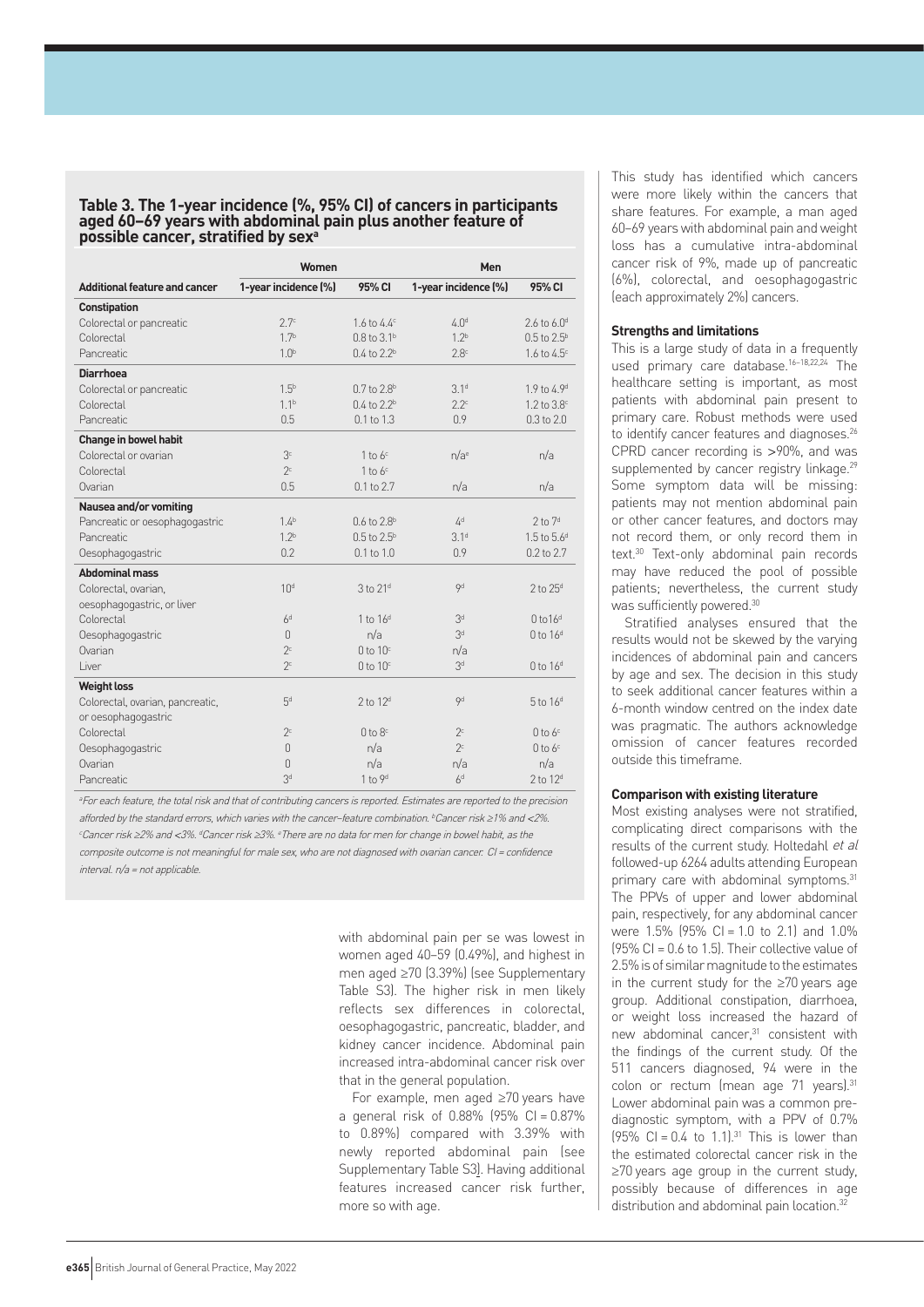**Table 3. The 1-year incidence (%, 95% CI) of cancers in participants aged 60–69 years with abdominal pain plus another feature of possible cancer, stratified by sex[a]**

| | Women | | Men | |
|---|---|---|---|---|
| **Additional feature and cancer** | **1-year incidence (%)** | **95% CI** | **1-year incidence (%)** | **95% CI** |
| **Constipation** | | | | |
| Colorectal or pancreatic | 2.7[c] | 1.6 to 4.4[c] | 4.0[d] | 2.6 to 6.0[d] |
| Colorectal | 1.7[b] | 0.8 to 3.1[b] | 1.2[b] | 0.5 to 2.5[b] |
| Pancreatic | 1.0[b] | 0.4 to 2.2[b] | 2.8[c] | 1.6 to 4.5[c] |
| **Diarrhoea** | | | | |
| Colorectal or pancreatic | 1.5[b] | 0.7 to 2.8[b] | 3.1[d] | 1.9 to 4.9[d] |
| Colorectal | 1.1[b] | 0.4 to 2.2[b] | 2.2[c] | 1.2 to 3.8[c] |
| Pancreatic | 0.5 | 0.1 to 1.3 | 0.9 | 0.3 to 2.0 |
| **Change in bowel habit** | | | | |
| Colorectal or ovarian | 3[c] | 1 to 6[c] | n/a[e] | n/a |
| Colorectal | 2[c] | 1 to 6[c] | | |
| Ovarian | 0.5 | 0.1 to 2.7 | n/a | n/a |
| **Nausea and/or vomiting** | | | | |
| Pancreatic or oesophagogastric | 1.4[b] | 0.6 to 2.8[b] | 4[d] | 2 to 7[d] |
| Pancreatic | 1.2[b] | 0.5 to 2.5[b] | 3.1[d] | 1.5 to 5.6[d] |
| Oesophagogastric | 0.2 | 0.1 to 1.0 | 0.9 | 0.2 to 2.7 |
| **Abdominal mass** | | | | |
| Colorectal, ovarian, oesophagogastric, or liver | 10[d] | 3 to 21[d] | 9[d] | 2 to 25[d] |
| Colorectal | 6[d] | 1 to 16[d] | 3[d] | 0 to16[d] |
| Oesophagogastric | 0 | n/a | 3[d] | 0 to 16[d] |
| Ovarian | 2[c] | 0 to 10[c] | n/a | |
| Liver | 2[c] | 0 to 10[c] | 3[d] | 0 to 16[d] |
| **Weight loss** | | | | |
| Colorectal, ovarian, pancreatic, or oesophagogastric | 5[d] | 2 to 12[d] | 9[d] | 5 to 16[d] |
| Colorectal | 2[c] | 0 to 8[c] | 2[c] | 0 to 6[c] |
| Oesophagogastric | 0 | n/a | 2[c] | 0 to 6[c] |
| Ovarian | 0 | n/a | n/a | n/a |
| Pancreatic | 3[d] | 1 to 9[d] | 6[d] | 2 to 12[d] |

*[a]For each feature, the total risk and that of contributing cancers is reported. Estimates are reported to the precision afforded by the standard errors, which varies with the cancer–feature combination. [b]Cancer risk ≥1% and <2%. [c]Cancer risk ≥2% and <3%. [d]Cancer risk ≥3%. [e]There are no data for men for change in bowel habit, as the composite outcome is not meaningful for male sex, who are not diagnosed with ovarian cancer. CI = confidence interval. n/a = not applicable.*

with abdominal pain per se was lowest in women aged 40–59 (0.49%), and highest in men aged ≥70 (3.39%) (see Supplementary Table S3). The higher risk in men likely reflects sex differences in colorectal, oesophagogastric, pancreatic, bladder, and kidney cancer incidence. Abdominal pain increased intra-abdominal cancer risk over that in the general population.

For example, men aged ≥70 years have a general risk of 0.88% (95% CI = 0.87% to 0.89%) compared with 3.39% with newly reported abdominal pain (see Supplementary Table S3). Having additional features increased cancer risk further, more so with age.

This study has identified which cancers were more likely within the cancers that share features. For example, a man aged 60–69 years with abdominal pain and weight loss has a cumulative intra-abdominal cancer risk of 9%, made up of pancreatic (6%), colorectal, and oesophagogastric (each approximately 2%) cancers.

### Strengths and limitations

This is a large study of data in a frequently used primary care database.[16–18,22,24] The healthcare setting is important, as most patients with abdominal pain present to primary care. Robust methods were used to identify cancer features and diagnoses.[26] CPRD cancer recording is >90%, and was supplemented by cancer registry linkage.[29] Some symptom data will be missing: patients may not mention abdominal pain or other cancer features, and doctors may not record them, or only record them in text.[30] Text-only abdominal pain records may have reduced the pool of possible patients; nevertheless, the current study was sufficiently powered.[30]

Stratified analyses ensured that the results would not be skewed by the varying incidences of abdominal pain and cancers by age and sex. The decision in this study to seek additional cancer features within a 6-month window centred on the index date was pragmatic. The authors acknowledge omission of cancer features recorded outside this timeframe.

### Comparison with existing literature

Most existing analyses were not stratified, complicating direct comparisons with the results of the current study. Holtedahl *et al* followed-up 6264 adults attending European primary care with abdominal symptoms.[31] The PPVs of upper and lower abdominal pain, respectively, for any abdominal cancer were 1.5% (95% CI = 1.0 to 2.1) and 1.0% (95% CI = 0.6 to 1.5). Their collective value of 2.5% is of similar magnitude to the estimates in the current study for the ≥70 years age group. Additional constipation, diarrhoea, or weight loss increased the hazard of new abdominal cancer,[31] consistent with the findings of the current study. Of the 511 cancers diagnosed, 94 were in the colon or rectum (mean age 71 years).[31] Lower abdominal pain was a common pre-diagnostic symptom, with a PPV of 0.7% (95% CI = 0.4 to 1.1).[31] This is lower than the estimated colorectal cancer risk in the ≥70 years age group in the current study, possibly because of differences in age distribution and abdominal pain location.[32]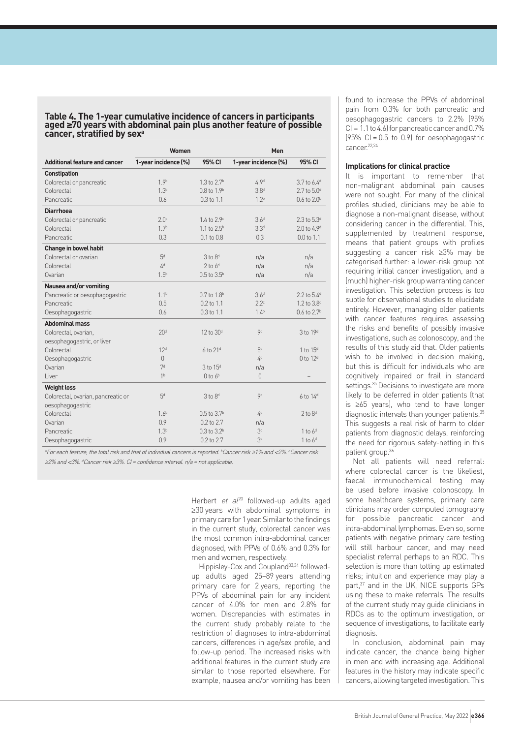**Table 4. The 1-year cumulative incidence of cancers in participants aged ≥70 years with abdominal pain plus another feature of possible cancer, stratified by sex[a]**

| | Women | | Men | |
|---|---|---|---|---|
| **Additional feature and cancer** | **1-year incidence (%)** | **95% CI** | **1-year incidence (%)** | **95% CI** |
| **Constipation** | | | | |
| Colorectal or pancreatic | 1.9[b] | 1.3 to 2.7[b] | 4.9[d] | 3.7 to 6.4[d] |
| Colorectal | 1.3[b] | 0.8 to 1.9[b] | 3.8[d] | 2.7 to 5.0[d] |
| Pancreatic | 0.6 | 0.3 to 1.1 | 1.2[b] | 0.6 to 2.0[b] |
| **Diarrhoea** | | | | |
| Colorectal or pancreatic | 2.0[c] | 1.4 to 2.9[c] | 3.6[d] | 2.3 to 5.3[d] |
| Colorectal | 1.7[b] | 1.1 to 2.5[b] | 3.3[d] | 2.0 to 4.9[d] |
| Pancreatic | 0.3 | 0.1 to 0.8 | 0.3 | 0.0 to 1.1 |
| **Change in bowel habit** | | | | |
| Colorectal or ovarian | 5[d] | 3 to 8[d] | n/a | n/a |
| Colorectal | 4[d] | 2 to 6[d] | n/a | n/a |
| Ovarian | 1.5[b] | 0.5 to 3.5[b] | n/a | n/a |
| **Nausea and/or vomiting** | | | | |
| Pancreatic or oesophagogastric | 1.1[b] | 0.7 to 1.8[b] | 3.6[d] | 2.2 to 5.4[d] |
| Pancreatic | 0.5 | 0.2 to 1.1 | 2.2[c] | 1.2 to 3.8[c] |
| Oesophagogastric | 0.6 | 0.3 to 1.1 | 1.4[b] | 0.6 to 2.7[b] |
| **Abdominal mass** | | | | |
| Colorectal, ovarian, oesophagogastric, or liver | 20[d] | 12 to 30[d] | 9[d] | 3 to 19[d] |
| Colorectal | 12[d] | 6 to 21[d] | 5[d] | 1 to 15[d] |
| Oesophagogastric | 0 | | 4[d] | 0 to 12[d] |
| Ovarian | 7[d] | 3 to 15[d] | n/a | |
| Liver | 1[b] | 0 to 6[b] | 0 | – |
| **Weight loss** | | | | |
| Colorectal, ovarian, pancreatic or oesophagogastric | 5[d] | 3 to 8[d] | 9[d] | 6 to 14[d] |
| Colorectal | 1.6[b] | 0.5 to 3.7[b] | 4[d] | 2 to 8[d] |
| Ovarian | 0.9 | 0.2 to 2.7 | n/a | |
| Pancreatic | 1.3[b] | 0.3 to 3.2[b] | 3[d] | 1 to 6[d] |
| Oesophagogastric | 0.9 | 0.2 to 2.7 | 3[d] | 1 to 6[d] |

*[a]For each feature, the total risk and that of individual cancers is reported. [b]Cancer risk ≥1% and <2%. [c]Cancer risk ≥2% and <3%. [d]Cancer risk ≥3%. CI = confidence interval. n/a = not applicable.*

Herbert *et al*[20] followed-up adults aged ≥30 years with abdominal symptoms in primary care for 1 year. Similar to the findings in the current study, colorectal cancer was the most common intra-abdominal cancer diagnosed, with PPVs of 0.6% and 0.3% for men and women, respectively.

Hippisley-Cox and Coupland[33,34] followed-up adults aged 25–89 years attending primary care for 2 years, reporting the PPVs of abdominal pain for any incident cancer of 4.0% for men and 2.8% for women. Discrepancies with estimates in the current study probably relate to the restriction of diagnoses to intra-abdominal cancers, differences in age/sex profile, and follow-up period. The increased risks with additional features in the current study are similar to those reported elsewhere. For example, nausea and/or vomiting has been found to increase the PPVs of abdominal pain from 0.3% for both pancreatic and oesophagogastric cancers to 2.2% (95% CI = 1.1 to 4.6) for pancreatic cancer and 0.7% (95% CI = 0.5 to 0.9) for oesophagogastric cancer.[22,24]

### Implications for clinical practice

It is important to remember that non-malignant abdominal pain causes were not sought. For many of the clinical profiles studied, clinicians may be able to diagnose a non-malignant disease, without considering cancer in the differential. This, supplemented by treatment response, means that patient groups with profiles suggesting a cancer risk ≥3% may be categorised further: a lower-risk group not requiring initial cancer investigation, and a (much) higher-risk group warranting cancer investigation. This selection process is too subtle for observational studies to elucidate entirely. However, managing older patients with cancer features requires assessing the risks and benefits of possibly invasive investigations, such as colonoscopy, and the results of this study aid that. Older patients wish to be involved in decision making, but this is difficult for individuals who are cognitively impaired or frail in standard settings.[35] Decisions to investigate are more likely to be deferred in older patients (that is ≥65 years), who tend to have longer diagnostic intervals than younger patients.[35] This suggests a real risk of harm to older patients from diagnostic delays, reinforcing the need for rigorous safety-netting in this patient group.[36]

Not all patients will need referral: where colorectal cancer is the likeliest, faecal immunochemical testing may be used before invasive colonoscopy. In some healthcare systems, primary care clinicians may order computed tomography for possible pancreatic cancer and intra-abdominal lymphomas. Even so, some patients with negative primary care testing will still harbour cancer, and may need specialist referral perhaps to an RDC. This selection is more than totting up estimated risks; intuition and experience may play a part,[37] and in the UK, NICE supports GPs using these to make referrals. The results of the current study may guide clinicians in RDCs as to the optimum investigation, or sequence of investigations, to facilitate early diagnosis.

In conclusion, abdominal pain may indicate cancer, the chance being higher in men and with increasing age. Additional features in the history may indicate specific cancers, allowing targeted investigation. This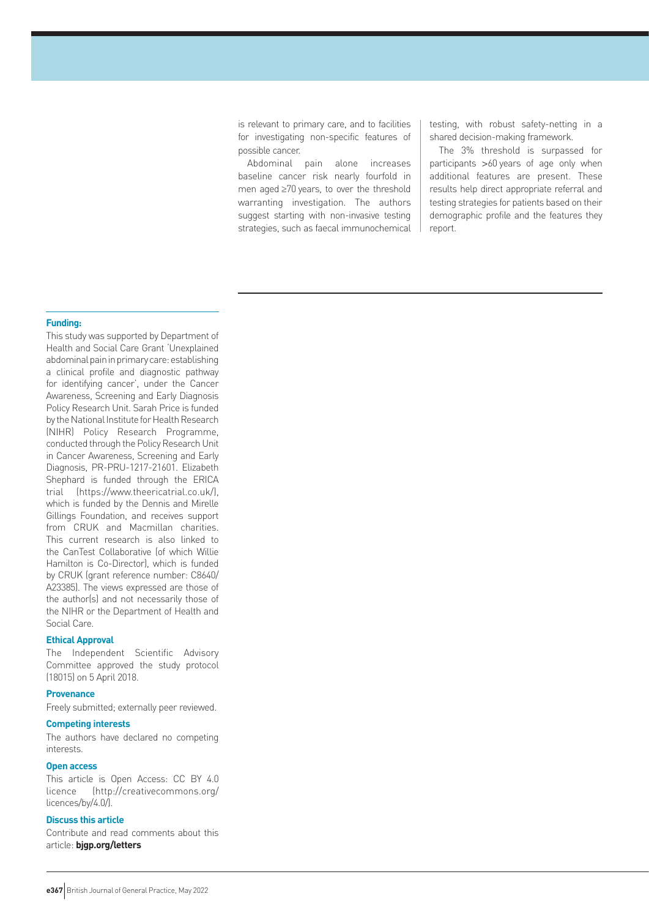is relevant to primary care, and to facilities for investigating non-specific features of possible cancer.

Abdominal pain alone increases baseline cancer risk nearly fourfold in men aged ≥70 years, to over the threshold warranting investigation. The authors suggest starting with non-invasive testing strategies, such as faecal immunochemical testing, with robust safety-netting in a shared decision-making framework.

The 3% threshold is surpassed for participants >60 years of age only when additional features are present. These results help direct appropriate referral and testing strategies for patients based on their demographic profile and the features they report.

**Funding:**

This study was supported by Department of Health and Social Care Grant 'Unexplained abdominal pain in primary care: establishing a clinical profile and diagnostic pathway for identifying cancer', under the Cancer Awareness, Screening and Early Diagnosis Policy Research Unit. Sarah Price is funded by the National Institute for Health Research (NIHR) Policy Research Programme, conducted through the Policy Research Unit in Cancer Awareness, Screening and Early Diagnosis, PR-PRU-1217-21601. Elizabeth Shephard is funded through the ERICA trial (https://www.theericatrial.co.uk/), which is funded by the Dennis and Mirelle Gillings Foundation, and receives support from CRUK and Macmillan charities. This current research is also linked to the CanTest Collaborative (of which Willie Hamilton is Co-Director), which is funded by CRUK (grant reference number: C8640/A23385). The views expressed are those of the author(s) and not necessarily those of the NIHR or the Department of Health and Social Care.

**Ethical Approval**

The Independent Scientific Advisory Committee approved the study protocol (18015) on 5 April 2018.

**Provenance**

Freely submitted; externally peer reviewed.

**Competing interests**

The authors have declared no competing interests.

**Open access**

This article is Open Access: CC BY 4.0 licence (http://creativecommons.org/licences/by/4.0/).

**Discuss this article**

Contribute and read comments about this article: **bjgp.org/letters**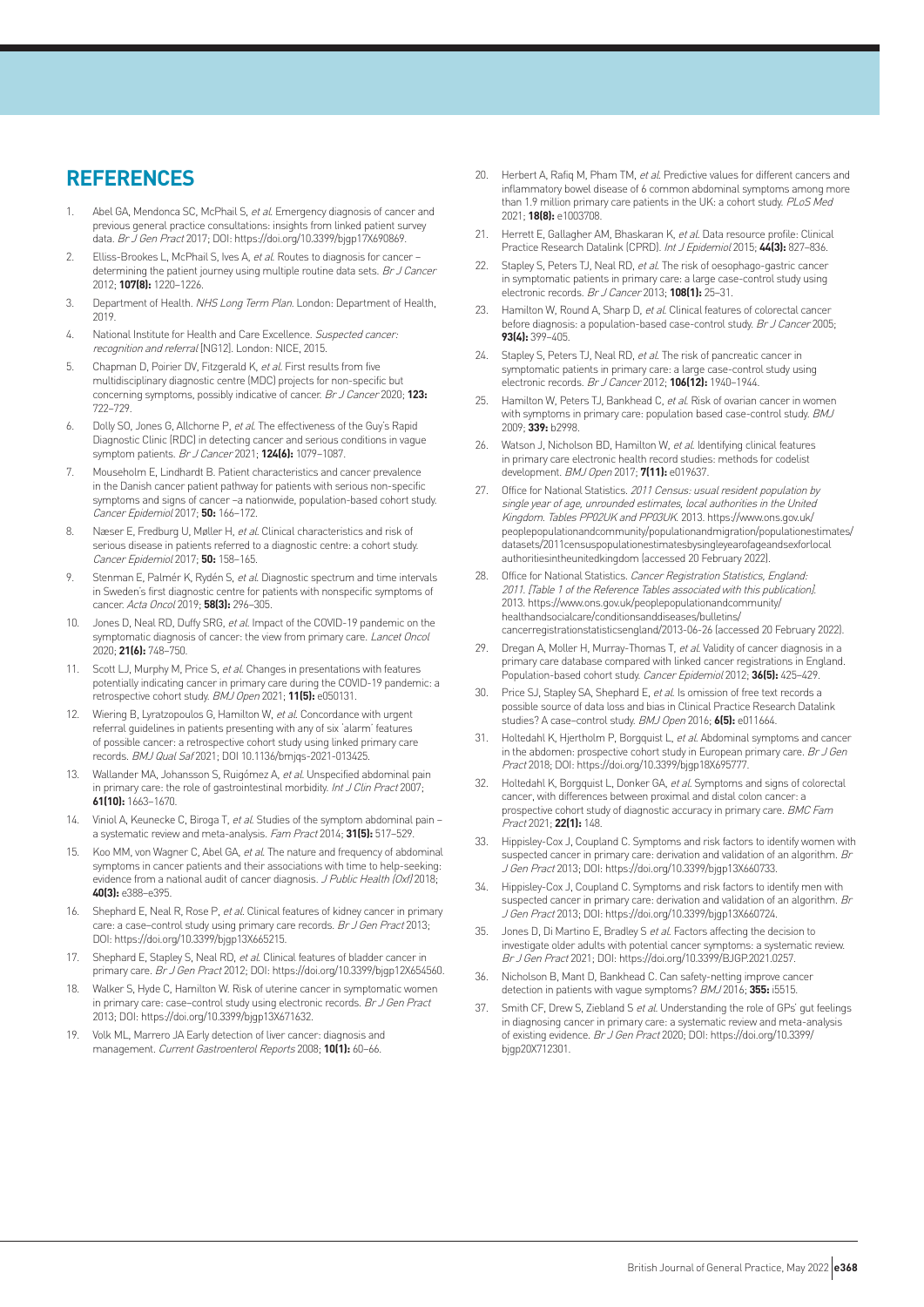## REFERENCES

1. Abel GA, Mendonca SC, McPhail S, *et al.* Emergency diagnosis of cancer and previous general practice consultations: insights from linked patient survey data. *Br J Gen Pract* 2017; DOI: https://doi.org/10.3399/bjgp17X690869.
2. Elliss-Brookes L, McPhail S, Ives A, *et al.* Routes to diagnosis for cancer – determining the patient journey using multiple routine data sets. *Br J Cancer* 2012; **107(8):** 1220–1226.
3. Department of Health. *NHS Long Term Plan.* London: Department of Health, 2019.
4. National Institute for Health and Care Excellence. *Suspected cancer: recognition and referral* [NG12]. London: NICE, 2015.
5. Chapman D, Poirier DV, Fitzgerald K, *et al.* First results from five multidisciplinary diagnostic centre (MDC) projects for non-specific but concerning symptoms, possibly indicative of cancer. *Br J Cancer* 2020; **123:** 722–729.
6. Dolly SO, Jones G, Allchorne P, *et al.* The effectiveness of the Guy's Rapid Diagnostic Clinic (RDC) in detecting cancer and serious conditions in vague symptom patients. *Br J Cancer* 2021; **124(6):** 1079–1087.
7. Mouseholm E, Lindhardt B. Patient characteristics and cancer prevalence in the Danish cancer patient pathway for patients with serious non-specific symptoms and signs of cancer –a nationwide, population-based cohort study. *Cancer Epidemiol* 2017; **50:** 166–172.
8. Næser E, Fredburg U, Møller H, *et al.* Clinical characteristics and risk of serious disease in patients referred to a diagnostic centre: a cohort study. *Cancer Epidemiol* 2017; **50:** 158–165.
9. Stenman E, Palmér K, Rydén S, *et al.* Diagnostic spectrum and time intervals in Sweden's first diagnostic centre for patients with nonspecific symptoms of cancer. *Acta Oncol* 2019; **58(3):** 296–305.
10. Jones D, Neal RD, Duffy SRG, *et al.* Impact of the COVID-19 pandemic on the symptomatic diagnosis of cancer: the view from primary care. *Lancet Oncol* 2020; **21(6):** 748–750.
11. Scott LJ, Murphy M, Price S, *et al.* Changes in presentations with features potentially indicating cancer in primary care during the COVID-19 pandemic: a retrospective cohort study. *BMJ Open* 2021; **11(5):** e050131.
12. Wiering B, Lyratzopoulos G, Hamilton W, *et al.* Concordance with urgent referral guidelines in patients presenting with any of six 'alarm' features of possible cancer: a retrospective cohort study using linked primary care records. *BMJ Qual Saf* 2021; DOI 10.1136/bmjqs-2021-013425.
13. Wallander MA, Johansson S, Ruigómez A, *et al.* Unspecified abdominal pain in primary care: the role of gastrointestinal morbidity. *Int J Clin Pract* 2007; **61(10):** 1663–1670.
14. Viniol A, Keunecke C, Biroga T, *et al.* Studies of the symptom abdominal pain – a systematic review and meta-analysis. *Fam Pract* 2014; **31(5):** 517–529.
15. Koo MM, von Wagner C, Abel GA, *et al.* The nature and frequency of abdominal symptoms in cancer patients and their associations with time to help-seeking: evidence from a national audit of cancer diagnosis. *J Public Health (Oxf)* 2018; **40(3):** e388–e395.
16. Shephard E, Neal R, Rose P, *et al.* Clinical features of kidney cancer in primary care: a case–control study using primary care records. *Br J Gen Pract* 2013; DOI: https://doi.org/10.3399/bjgp13X665215.
17. Shephard E, Stapley S, Neal RD, *et al.* Clinical features of bladder cancer in primary care. *Br J Gen Pract* 2012; DOI: https://doi.org/10.3399/bjgp12X654560.
18. Walker S, Hyde C, Hamilton W. Risk of uterine cancer in symptomatic women in primary care: case–control study using electronic records. *Br J Gen Pract* 2013; DOI: https://doi.org/10.3399/bjgp13X671632.
19. Volk ML, Marrero JA Early detection of liver cancer: diagnosis and management. *Current Gastroenterol Reports* 2008; **10(1):** 60–66.
20. Herbert A, Rafiq M, Pham TM, *et al.* Predictive values for different cancers and inflammatory bowel disease of 6 common abdominal symptoms among more than 1.9 million primary care patients in the UK: a cohort study. *PLoS Med* 2021; **18(8):** e1003708.
21. Herrett E, Gallagher AM, Bhaskaran K, *et al.* Data resource profile: Clinical Practice Research Datalink (CPRD). *Int J Epidemiol* 2015; **44(3):** 827–836.
22. Stapley S, Peters TJ, Neal RD, *et al.* The risk of oesophago-gastric cancer in symptomatic patients in primary care: a large case-control study using electronic records. *Br J Cancer* 2013; **108(1):** 25–31.
23. Hamilton W, Round A, Sharp D, *et al.* Clinical features of colorectal cancer before diagnosis: a population-based case-control study. *Br J Cancer* 2005; **93(4):** 399–405.
24. Stapley S, Peters TJ, Neal RD, *et al.* The risk of pancreatic cancer in symptomatic patients in primary care: a large case-control study using electronic records. *Br J Cancer* 2012; **106(12):** 1940–1944.
25. Hamilton W, Peters TJ, Bankhead C, *et al.* Risk of ovarian cancer in women with symptoms in primary care: population based case-control study. *BMJ* 2009; **339:** b2998.
26. Watson J, Nicholson BD, Hamilton W, *et al.* Identifying clinical features in primary care electronic health record studies: methods for codelist development. *BMJ Open* 2017; **7(11):** e019637.
27. Office for National Statistics. *2011 Census: usual resident population by single year of age, unrounded estimates, local authorities in the United Kingdom. Tables PP02UK and PP03UK.* 2013. https://www.ons.gov.uk/peoplepopulationandcommunity/populationandmigration/populationestimates/datasets/2011censuspopulationestimatesbysingleyearofageandsexforlocalauthoritiesintheunitedkingdom (accessed 20 February 2022).
28. Office for National Statistics. *Cancer Registration Statistics, England: 2011. [Table 1 of the Reference Tables associated with this publication].* 2013. https://www.ons.gov.uk/peoplepopulationandcommunity/healthandsocialcare/conditionsanddiseases/bulletins/cancerregistrationstatisticsengland/2013-06-26 (accessed 20 February 2022).
29. Dregan A, Moller H, Murray-Thomas T, *et al.* Validity of cancer diagnosis in a primary care database compared with linked cancer registrations in England. Population-based cohort study. *Cancer Epidemiol* 2012; **36(5):** 425–429.
30. Price SJ, Stapley SA, Shephard E, *et al.* Is omission of free text records a possible source of data loss and bias in Clinical Practice Research Datalink studies? A case–control study. *BMJ Open* 2016; **6(5):** e011664.
31. Holtedahl K, Hjertholm P, Borgquist L, *et al.* Abdominal symptoms and cancer in the abdomen: prospective cohort study in European primary care. *Br J Gen Pract* 2018; DOI: https://doi.org/10.3399/bjgp18X695777.
32. Holtedahl K, Borgquist L, Donker GA, *et al.* Symptoms and signs of colorectal cancer, with differences between proximal and distal colon cancer: a prospective cohort study of diagnostic accuracy in primary care. *BMC Fam Pract* 2021; **22(1):** 148.
33. Hippisley-Cox J, Coupland C. Symptoms and risk factors to identify women with suspected cancer in primary care: derivation and validation of an algorithm. *Br J Gen Pract* 2013; DOI: https://doi.org/10.3399/bjgp13X660733.
34. Hippisley-Cox J, Coupland C. Symptoms and risk factors to identify men with suspected cancer in primary care: derivation and validation of an algorithm. *Br J Gen Pract* 2013; DOI: https://doi.org/10.3399/bjgp13X660724.
35. Jones D, Di Martino E, Bradley S *et al.* Factors affecting the decision to investigate older adults with potential cancer symptoms: a systematic review. *Br J Gen Pract* 2021; DOI: https://doi.org/10.3399/BJGP.2021.0257.
36. Nicholson B, Mant D, Bankhead C. Can safety-netting improve cancer detection in patients with vague symptoms? *BMJ* 2016; **355:** i5515.
37. Smith CF, Drew S, Ziebland S *et al.* Understanding the role of GPs' gut feelings in diagnosing cancer in primary care: a systematic review and meta-analysis of existing evidence. *Br J Gen Pract* 2020; DOI: https://doi.org/10.3399/bjgp20X712301.